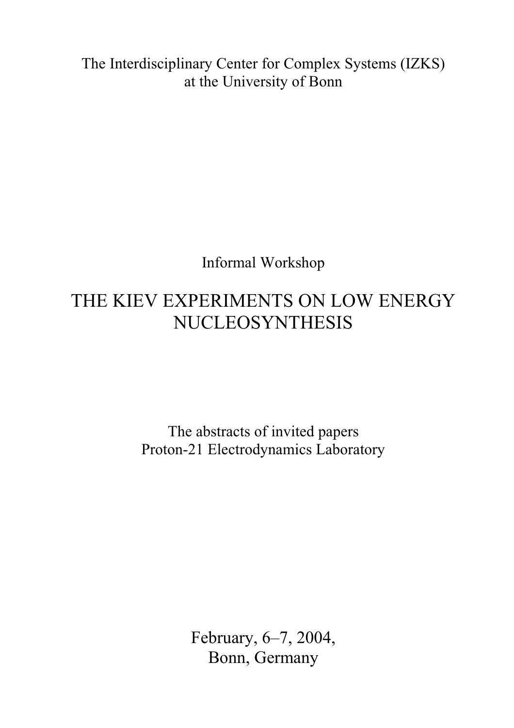The Interdisciplinary Center for Complex Systems (IZKS)
at the University of Bonn

Informal Workshop

# THE KIEV EXPERIMENTS ON LOW ENERGY NUCLEOSYNTHESIS

The abstracts of invited papers
Proton-21 Electrodynamics Laboratory

February, 6–7, 2004,
Bonn, Germany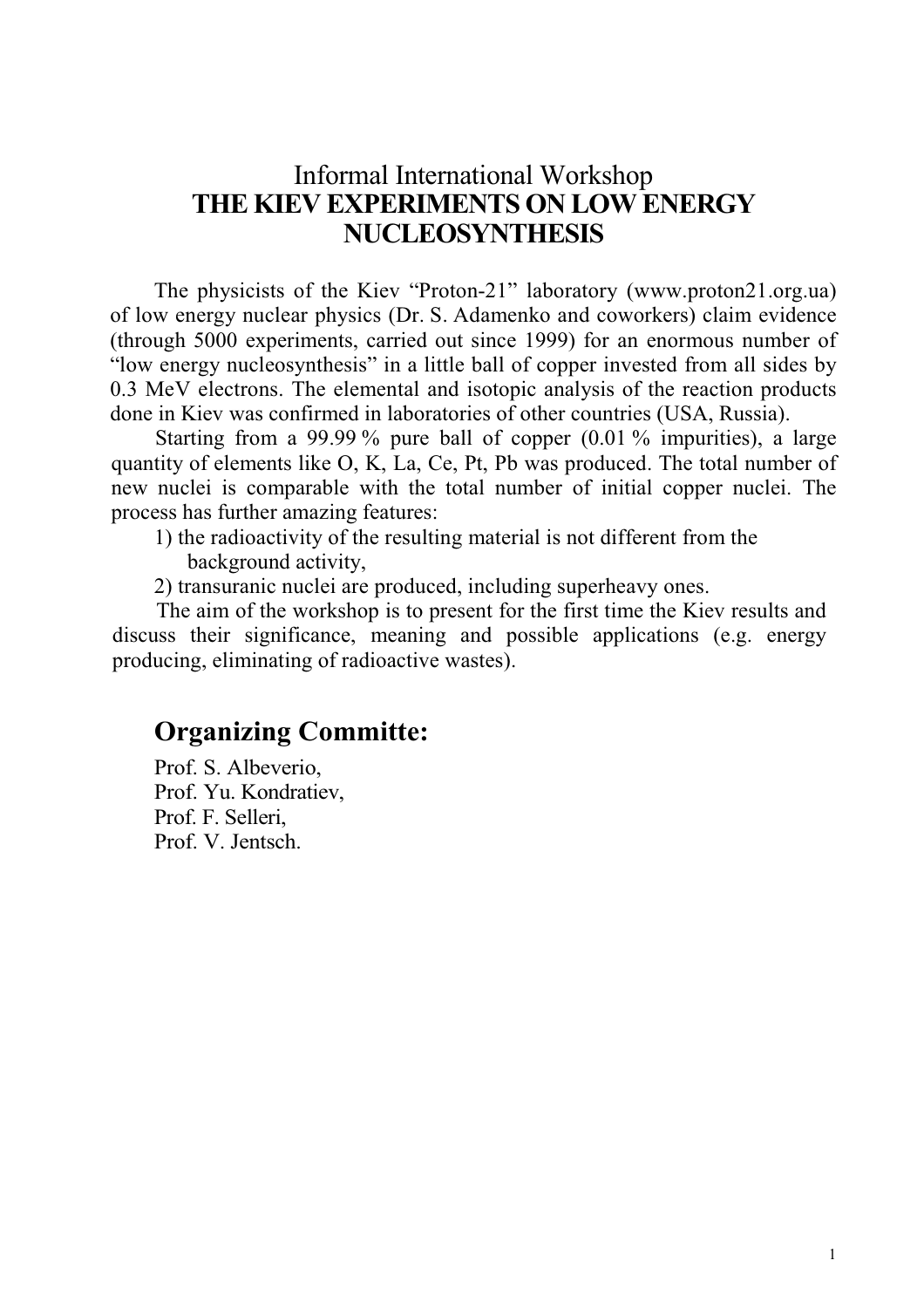# Informal International Workshop
# THE KIEV EXPERIMENTS ON LOW ENERGY NUCLEOSYNTHESIS

The physicists of the Kiev "Proton-21" laboratory (www.proton21.org.ua) of low energy nuclear physics (Dr. S. Adamenko and coworkers) claim evidence (through 5000 experiments, carried out since 1999) for an enormous number of "low energy nucleosynthesis" in a little ball of copper invested from all sides by 0.3 MeV electrons. The elemental and isotopic analysis of the reaction products done in Kiev was confirmed in laboratories of other countries (USA, Russia).

Starting from a 99.99 % pure ball of copper (0.01 % impurities), a large quantity of elements like O, K, La, Ce, Pt, Pb was produced. The total number of new nuclei is comparable with the total number of initial copper nuclei. The process has further amazing features:

1) the radioactivity of the resulting material is not different from the background activity,
2) transuranic nuclei are produced, including superheavy ones.

The aim of the workshop is to present for the first time the Kiev results and discuss their significance, meaning and possible applications (e.g. energy producing, eliminating of radioactive wastes).

## Organizing Committe:

Prof. S. Albeverio,
Prof. Yu. Kondratiev,
Prof. F. Selleri,
Prof. V. Jentsch.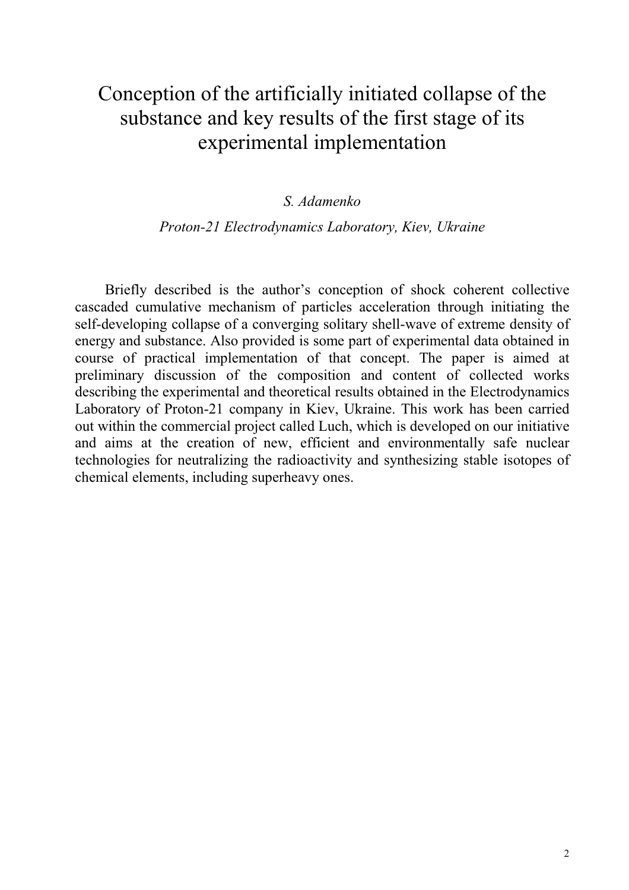# Conception of the artificially initiated collapse of the substance and key results of the first stage of its experimental implementation

*S. Adamenko*

*Proton-21 Electrodynamics Laboratory, Kiev, Ukraine*

Briefly described is the author's conception of shock coherent collective cascaded cumulative mechanism of particles acceleration through initiating the self-developing collapse of a converging solitary shell-wave of extreme density of energy and substance. Also provided is some part of experimental data obtained in course of practical implementation of that concept. The paper is aimed at preliminary discussion of the composition and content of collected works describing the experimental and theoretical results obtained in the Electrodynamics Laboratory of Proton-21 company in Kiev, Ukraine. This work has been carried out within the commercial project called Luch, which is developed on our initiative and aims at the creation of new, efficient and environmentally safe nuclear technologies for neutralizing the radioactivity and synthesizing stable isotopes of chemical elements, including superheavy ones.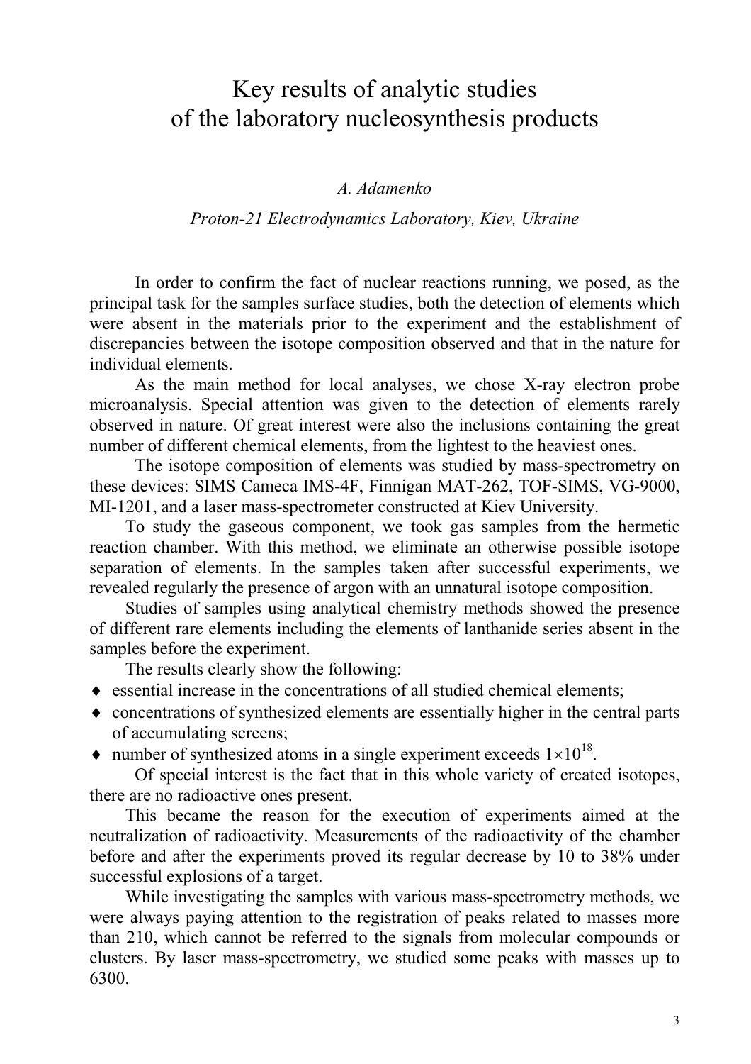# Key results of analytic studies of the laboratory nucleosynthesis products

*A. Adamenko*

*Proton-21 Electrodynamics Laboratory, Kiev, Ukraine*

In order to confirm the fact of nuclear reactions running, we posed, as the principal task for the samples surface studies, both the detection of elements which were absent in the materials prior to the experiment and the establishment of discrepancies between the isotope composition observed and that in the nature for individual elements.

As the main method for local analyses, we chose X-ray electron probe microanalysis. Special attention was given to the detection of elements rarely observed in nature. Of great interest were also the inclusions containing the great number of different chemical elements, from the lightest to the heaviest ones.

The isotope composition of elements was studied by mass-spectrometry on these devices: SIMS Cameca IMS-4F, Finnigan MAT-262, TOF-SIMS, VG-9000, MI-1201, and a laser mass-spectrometer constructed at Kiev University.

To study the gaseous component, we took gas samples from the hermetic reaction chamber. With this method, we eliminate an otherwise possible isotope separation of elements. In the samples taken after successful experiments, we revealed regularly the presence of argon with an unnatural isotope composition.

Studies of samples using analytical chemistry methods showed the presence of different rare elements including the elements of lanthanide series absent in the samples before the experiment.

The results clearly show the following:

- essential increase in the concentrations of all studied chemical elements;
- concentrations of synthesized elements are essentially higher in the central parts of accumulating screens;
- number of synthesized atoms in a single experiment exceeds $1\times10^{18}$.

Of special interest is the fact that in this whole variety of created isotopes, there are no radioactive ones present.

This became the reason for the execution of experiments aimed at the neutralization of radioactivity. Measurements of the radioactivity of the chamber before and after the experiments proved its regular decrease by 10 to 38% under successful explosions of a target.

While investigating the samples with various mass-spectrometry methods, we were always paying attention to the registration of peaks related to masses more than 210, which cannot be referred to the signals from molecular compounds or clusters. By laser mass-spectrometry, we studied some peaks with masses up to 6300.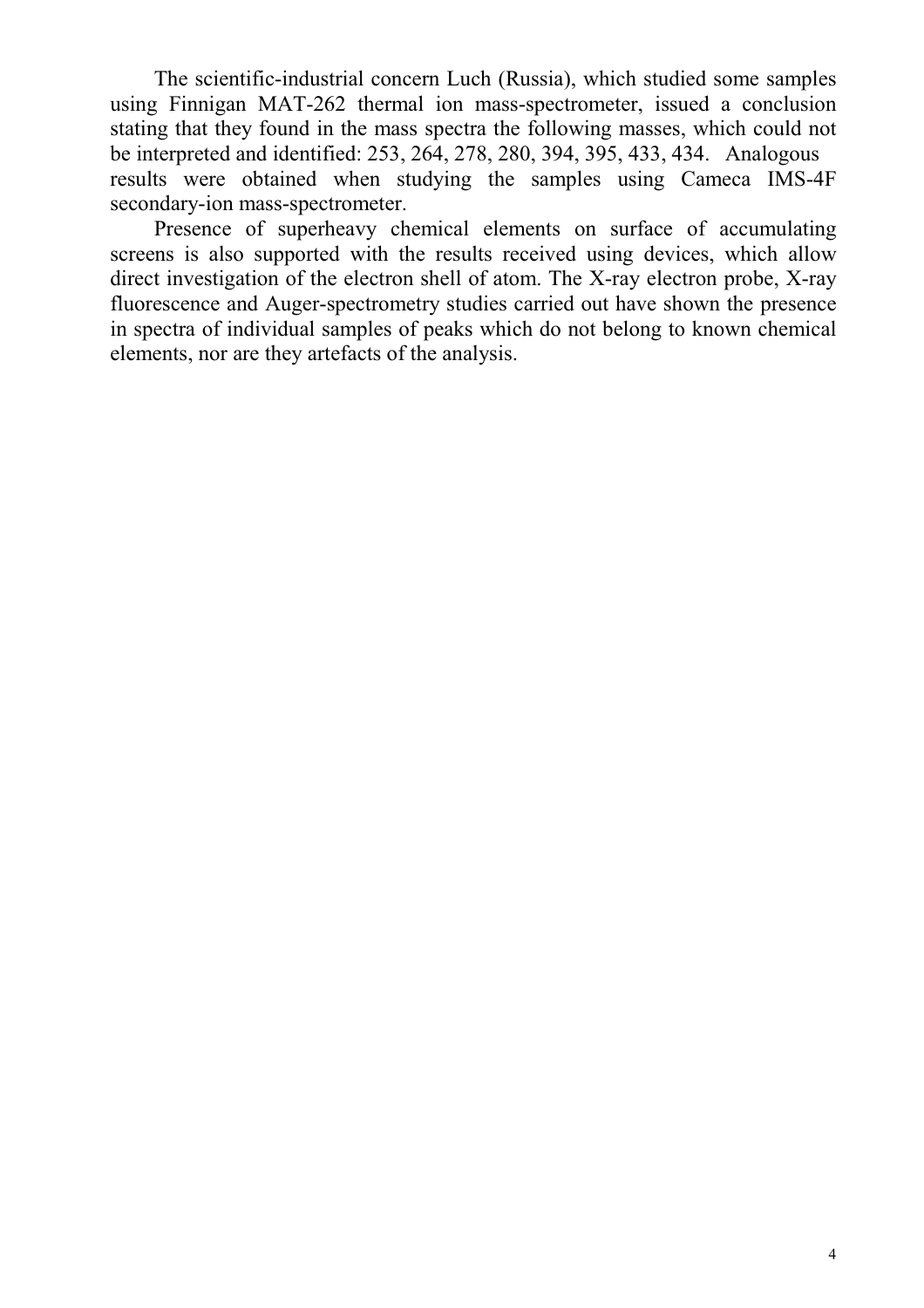The scientific-industrial concern Luch (Russia), which studied some samples using Finnigan MAT-262 thermal ion mass-spectrometer, issued a conclusion stating that they found in the mass spectra the following masses, which could not be interpreted and identified: 253, 264, 278, 280, 394, 395, 433, 434. Analogous results were obtained when studying the samples using Cameca IMS-4F secondary-ion mass-spectrometer.

Presence of superheavy chemical elements on surface of accumulating screens is also supported with the results received using devices, which allow direct investigation of the electron shell of atom. The X-ray electron probe, X-ray fluorescence and Auger-spectrometry studies carried out have shown the presence in spectra of individual samples of peaks which do not belong to known chemical elements, nor are they artefacts of the analysis.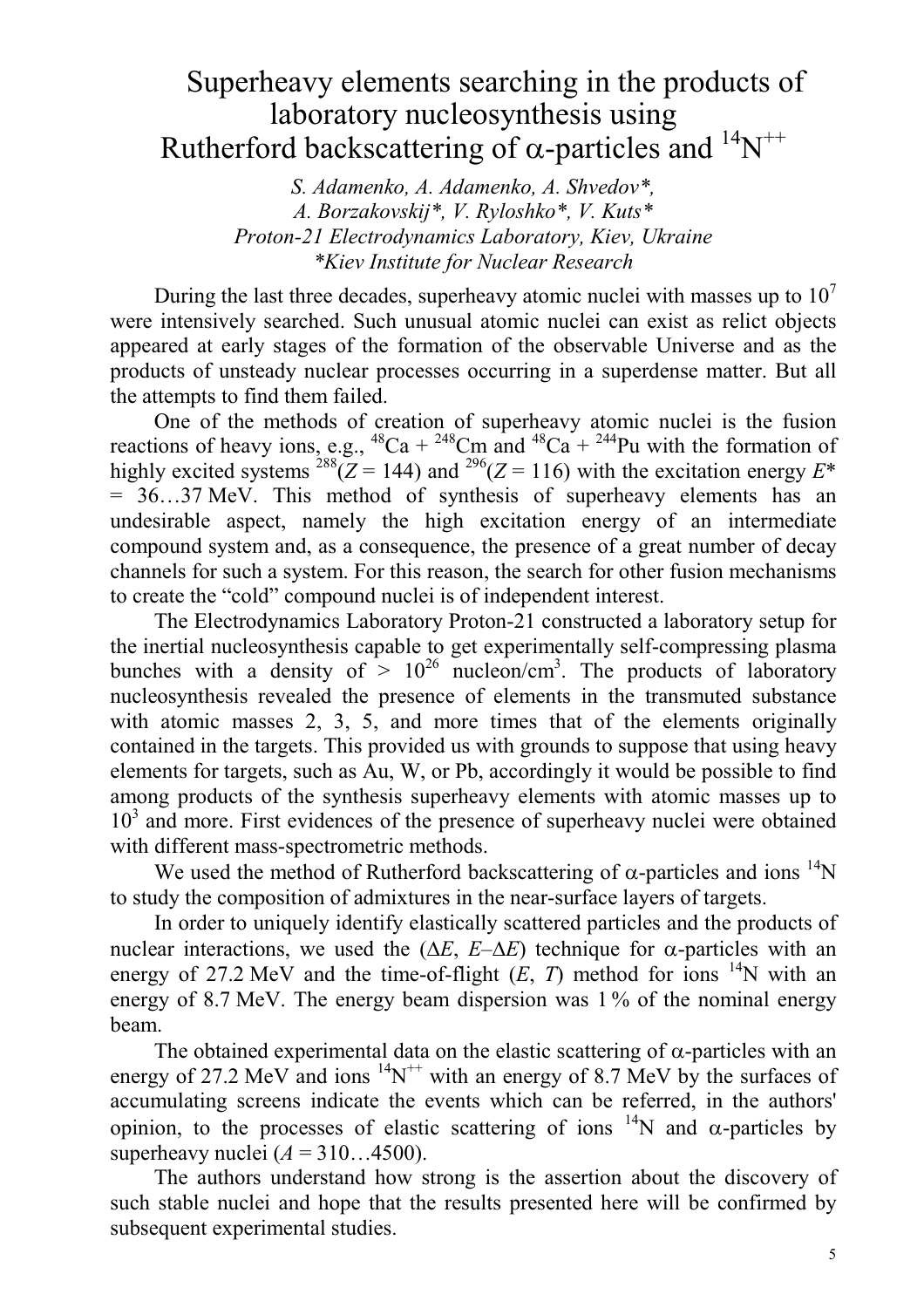# Superheavy elements searching in the products of laboratory nucleosynthesis using Rutherford backscattering of $\alpha$-particles and $^{14}N^{++}$

*S. Adamenko, A. Adamenko, A. Shvedov*, A. Borzakovskij*, V. Ryloshko*, V. Kuts**
*Proton-21 Electrodynamics Laboratory, Kiev, Ukraine*
**Kiev Institute for Nuclear Research*

During the last three decades, superheavy atomic nuclei with masses up to $10^7$ were intensively searched. Such unusual atomic nuclei can exist as relict objects appeared at early stages of the formation of the observable Universe and as the products of unsteady nuclear processes occurring in a superdense matter. But all the attempts to find them failed.

One of the methods of creation of superheavy atomic nuclei is the fusion reactions of heavy ions, e.g., $^{48}Ca + ^{248}Cm$ and $^{48}Ca + ^{244}Pu$ with the formation of highly excited systems $^{288}(Z = 144)$ and $^{296}(Z = 116)$ with the excitation energy $E^* = 36…37$ MeV. This method of synthesis of superheavy elements has an undesirable aspect, namely the high excitation energy of an intermediate compound system and, as a consequence, the presence of a great number of decay channels for such a system. For this reason, the search for other fusion mechanisms to create the "cold" compound nuclei is of independent interest.

The Electrodynamics Laboratory Proton-21 constructed a laboratory setup for the inertial nucleosynthesis capable to get experimentally self-compressing plasma bunches with a density of $> 10^{26}$ nucleon/cm$^3$. The products of laboratory nucleosynthesis revealed the presence of elements in the transmuted substance with atomic masses 2, 3, 5, and more times that of the elements originally contained in the targets. This provided us with grounds to suppose that using heavy elements for targets, such as Au, W, or Pb, accordingly it would be possible to find among products of the synthesis superheavy elements with atomic masses up to $10^3$ and more. First evidences of the presence of superheavy nuclei were obtained with different mass-spectrometric methods.

We used the method of Rutherford backscattering of $\alpha$-particles and ions $^{14}N$ to study the composition of admixtures in the near-surface layers of targets.

In order to uniquely identify elastically scattered particles and the products of nuclear interactions, we used the ($\Delta E$, $E$–$\Delta E$) technique for $\alpha$-particles with an energy of 27.2 MeV and the time-of-flight ($E$, $T$) method for ions $^{14}N$ with an energy of 8.7 MeV. The energy beam dispersion was 1 % of the nominal energy beam.

The obtained experimental data on the elastic scattering of $\alpha$-particles with an energy of 27.2 MeV and ions $^{14}N^{++}$ with an energy of 8.7 MeV by the surfaces of accumulating screens indicate the events which can be referred, in the authors' opinion, to the processes of elastic scattering of ions $^{14}N$ and $\alpha$-particles by superheavy nuclei ($A = 310…4500$).

The authors understand how strong is the assertion about the discovery of such stable nuclei and hope that the results presented here will be confirmed by subsequent experimental studies.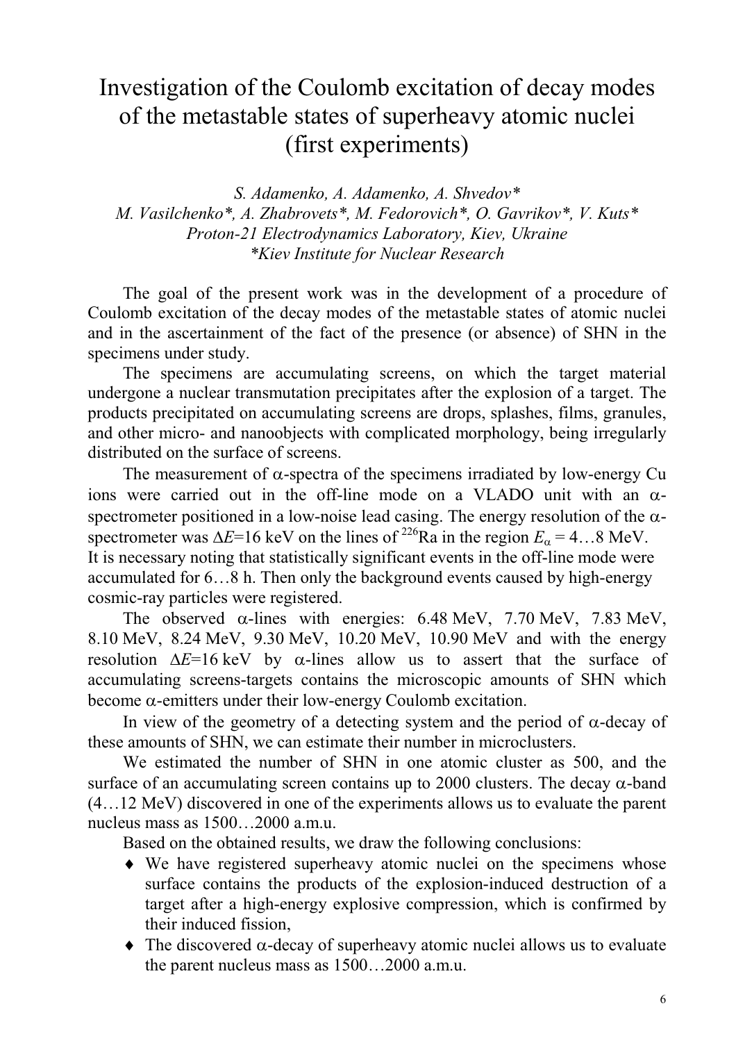# Investigation of the Coulomb excitation of decay modes of the metastable states of superheavy atomic nuclei (first experiments)

*S. Adamenko, A. Adamenko, A. Shvedov\**
*M. Vasilchenko\*, A. Zhabrovets\*, M. Fedorovich\*, O. Gavrikov\*, V. Kuts\**
*Proton-21 Electrodynamics Laboratory, Kiev, Ukraine*
*\*Kiev Institute for Nuclear Research*

The goal of the present work was in the development of a procedure of Coulomb excitation of the decay modes of the metastable states of atomic nuclei and in the ascertainment of the fact of the presence (or absence) of SHN in the specimens under study.

The specimens are accumulating screens, on which the target material undergone a nuclear transmutation precipitates after the explosion of a target. The products precipitated on accumulating screens are drops, splashes, films, granules, and other micro- and nanoobjects with complicated morphology, being irregularly distributed on the surface of screens.

The measurement of $\alpha$-spectra of the specimens irradiated by low-energy Cu ions were carried out in the off-line mode on a VLADO unit with an $\alpha$-spectrometer positioned in a low-noise lead casing. The energy resolution of the $\alpha$-spectrometer was $\Delta E$=16 keV on the lines of $^{226}$Ra in the region $E_\alpha$ = 4…8 MeV. It is necessary noting that statistically significant events in the off-line mode were accumulated for 6…8 h. Then only the background events caused by high-energy cosmic-ray particles were registered.

The observed $\alpha$-lines with energies: 6.48 MeV, 7.70 MeV, 7.83 MeV, 8.10 MeV, 8.24 MeV, 9.30 MeV, 10.20 MeV, 10.90 MeV and with the energy resolution $\Delta E$=16 keV by $\alpha$-lines allow us to assert that the surface of accumulating screens-targets contains the microscopic amounts of SHN which become $\alpha$-emitters under their low-energy Coulomb excitation.

In view of the geometry of a detecting system and the period of $\alpha$-decay of these amounts of SHN, we can estimate their number in microclusters.

We estimated the number of SHN in one atomic cluster as 500, and the surface of an accumulating screen contains up to 2000 clusters. The decay $\alpha$-band (4…12 MeV) discovered in one of the experiments allows us to evaluate the parent nucleus mass as 1500…2000 a.m.u.

Based on the obtained results, we draw the following conclusions:

- We have registered superheavy atomic nuclei on the specimens whose surface contains the products of the explosion-induced destruction of a target after a high-energy explosive compression, which is confirmed by their induced fission,
- The discovered $\alpha$-decay of superheavy atomic nuclei allows us to evaluate the parent nucleus mass as 1500…2000 a.m.u.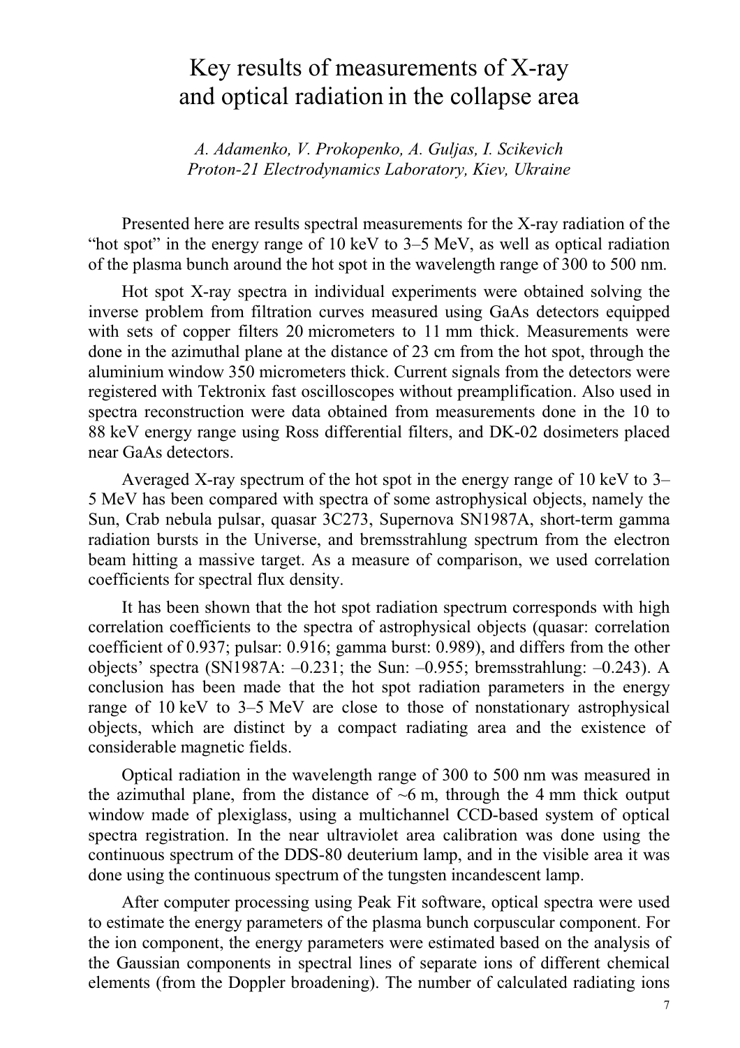# Key results of measurements of X-ray and optical radiation in the collapse area

*A. Adamenko, V. Prokopenko, A. Guljas, I. Scikevich*
*Proton-21 Electrodynamics Laboratory, Kiev, Ukraine*

Presented here are results spectral measurements for the X-ray radiation of the "hot spot" in the energy range of 10 keV to 3–5 MeV, as well as optical radiation of the plasma bunch around the hot spot in the wavelength range of 300 to 500 nm.

Hot spot X-ray spectra in individual experiments were obtained solving the inverse problem from filtration curves measured using GaAs detectors equipped with sets of copper filters 20 micrometers to 11 mm thick. Measurements were done in the azimuthal plane at the distance of 23 cm from the hot spot, through the aluminium window 350 micrometers thick. Current signals from the detectors were registered with Tektronix fast oscilloscopes without preamplification. Also used in spectra reconstruction were data obtained from measurements done in the 10 to 88 keV energy range using Ross differential filters, and DK-02 dosimeters placed near GaAs detectors.

Averaged X-ray spectrum of the hot spot in the energy range of 10 keV to 3–5 MeV has been compared with spectra of some astrophysical objects, namely the Sun, Crab nebula pulsar, quasar 3C273, Supernova SN1987A, short-term gamma radiation bursts in the Universe, and bremsstrahlung spectrum from the electron beam hitting a massive target. As a measure of comparison, we used correlation coefficients for spectral flux density.

It has been shown that the hot spot radiation spectrum corresponds with high correlation coefficients to the spectra of astrophysical objects (quasar: correlation coefficient of 0.937; pulsar: 0.916; gamma burst: 0.989), and differs from the other objects' spectra (SN1987A: –0.231; the Sun: –0.955; bremsstrahlung: –0.243). A conclusion has been made that the hot spot radiation parameters in the energy range of 10 keV to 3–5 MeV are close to those of nonstationary astrophysical objects, which are distinct by a compact radiating area and the existence of considerable magnetic fields.

Optical radiation in the wavelength range of 300 to 500 nm was measured in the azimuthal plane, from the distance of ~6 m, through the 4 mm thick output window made of plexiglass, using a multichannel CCD-based system of optical spectra registration. In the near ultraviolet area calibration was done using the continuous spectrum of the DDS-80 deuterium lamp, and in the visible area it was done using the continuous spectrum of the tungsten incandescent lamp.

After computer processing using Peak Fit software, optical spectra were used to estimate the energy parameters of the plasma bunch corpuscular component. For the ion component, the energy parameters were estimated based on the analysis of the Gaussian components in spectral lines of separate ions of different chemical elements (from the Doppler broadening). The number of calculated radiating ions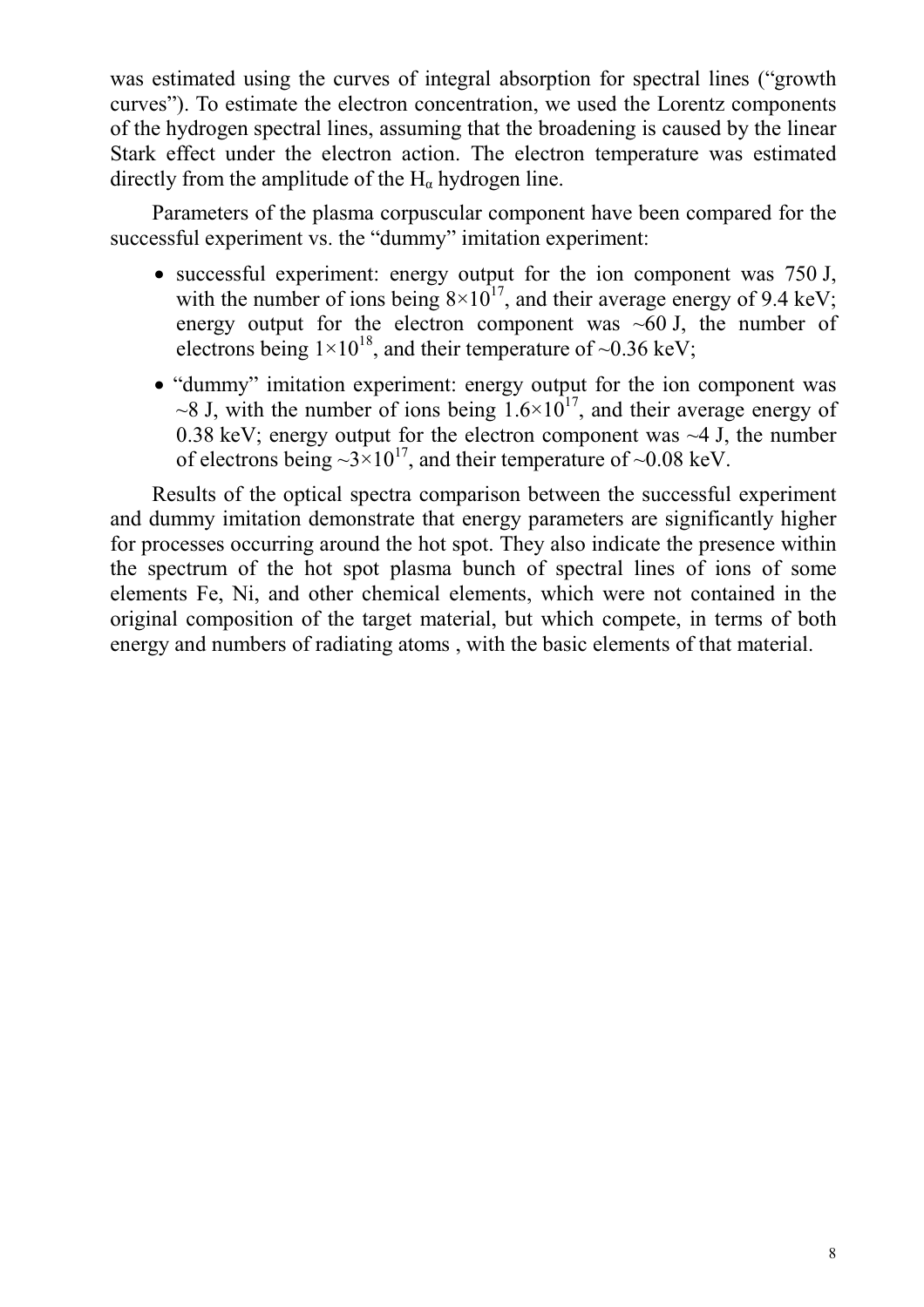was estimated using the curves of integral absorption for spectral lines ("growth curves"). To estimate the electron concentration, we used the Lorentz components of the hydrogen spectral lines, assuming that the broadening is caused by the linear Stark effect under the electron action. The electron temperature was estimated directly from the amplitude of the $H_\alpha$ hydrogen line.

Parameters of the plasma corpuscular component have been compared for the successful experiment vs. the "dummy" imitation experiment:

- successful experiment: energy output for the ion component was 750 J, with the number of ions being $8\times10^{17}$, and their average energy of 9.4 keV; energy output for the electron component was ~60 J, the number of electrons being $1\times10^{18}$, and their temperature of ~0.36 keV;
- "dummy" imitation experiment: energy output for the ion component was ~8 J, with the number of ions being $1.6\times10^{17}$, and their average energy of 0.38 keV; energy output for the electron component was ~4 J, the number of electrons being ~$3\times10^{17}$, and their temperature of ~0.08 keV.

Results of the optical spectra comparison between the successful experiment and dummy imitation demonstrate that energy parameters are significantly higher for processes occurring around the hot spot. They also indicate the presence within the spectrum of the hot spot plasma bunch of spectral lines of ions of some elements Fe, Ni, and other chemical elements, which were not contained in the original composition of the target material, but which compete, in terms of both energy and numbers of radiating atoms , with the basic elements of that material.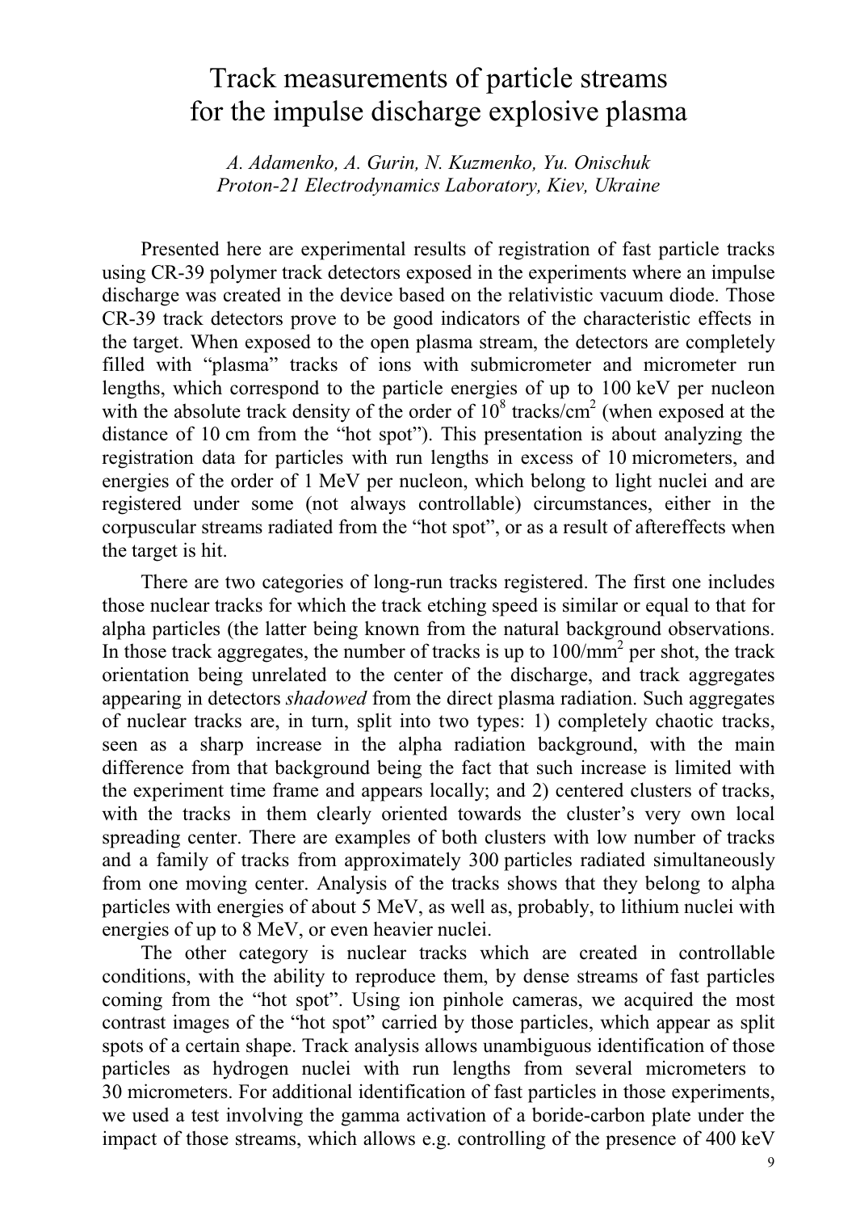# Track measurements of particle streams for the impulse discharge explosive plasma

*A. Adamenko, A. Gurin, N. Kuzmenko, Yu. Onischuk*
*Proton-21 Electrodynamics Laboratory, Kiev, Ukraine*

Presented here are experimental results of registration of fast particle tracks using CR-39 polymer track detectors exposed in the experiments where an impulse discharge was created in the device based on the relativistic vacuum diode. Those CR-39 track detectors prove to be good indicators of the characteristic effects in the target. When exposed to the open plasma stream, the detectors are completely filled with "plasma" tracks of ions with submicrometer and micrometer run lengths, which correspond to the particle energies of up to 100 keV per nucleon with the absolute track density of the order of $10^8$ tracks/cm$^2$ (when exposed at the distance of 10 cm from the "hot spot"). This presentation is about analyzing the registration data for particles with run lengths in excess of 10 micrometers, and energies of the order of 1 MeV per nucleon, which belong to light nuclei and are registered under some (not always controllable) circumstances, either in the corpuscular streams radiated from the "hot spot", or as a result of aftereffects when the target is hit.

There are two categories of long-run tracks registered. The first one includes those nuclear tracks for which the track etching speed is similar or equal to that for alpha particles (the latter being known from the natural background observations. In those track aggregates, the number of tracks is up to 100/mm$^2$ per shot, the track orientation being unrelated to the center of the discharge, and track aggregates appearing in detectors *shadowed* from the direct plasma radiation. Such aggregates of nuclear tracks are, in turn, split into two types: 1) completely chaotic tracks, seen as a sharp increase in the alpha radiation background, with the main difference from that background being the fact that such increase is limited with the experiment time frame and appears locally; and 2) centered clusters of tracks, with the tracks in them clearly oriented towards the cluster's very own local spreading center. There are examples of both clusters with low number of tracks and a family of tracks from approximately 300 particles radiated simultaneously from one moving center. Analysis of the tracks shows that they belong to alpha particles with energies of about 5 MeV, as well as, probably, to lithium nuclei with energies of up to 8 MeV, or even heavier nuclei.

The other category is nuclear tracks which are created in controllable conditions, with the ability to reproduce them, by dense streams of fast particles coming from the "hot spot". Using ion pinhole cameras, we acquired the most contrast images of the "hot spot" carried by those particles, which appear as split spots of a certain shape. Track analysis allows unambiguous identification of those particles as hydrogen nuclei with run lengths from several micrometers to 30 micrometers. For additional identification of fast particles in those experiments, we used a test involving the gamma activation of a boride-carbon plate under the impact of those streams, which allows e.g. controlling of the presence of 400 keV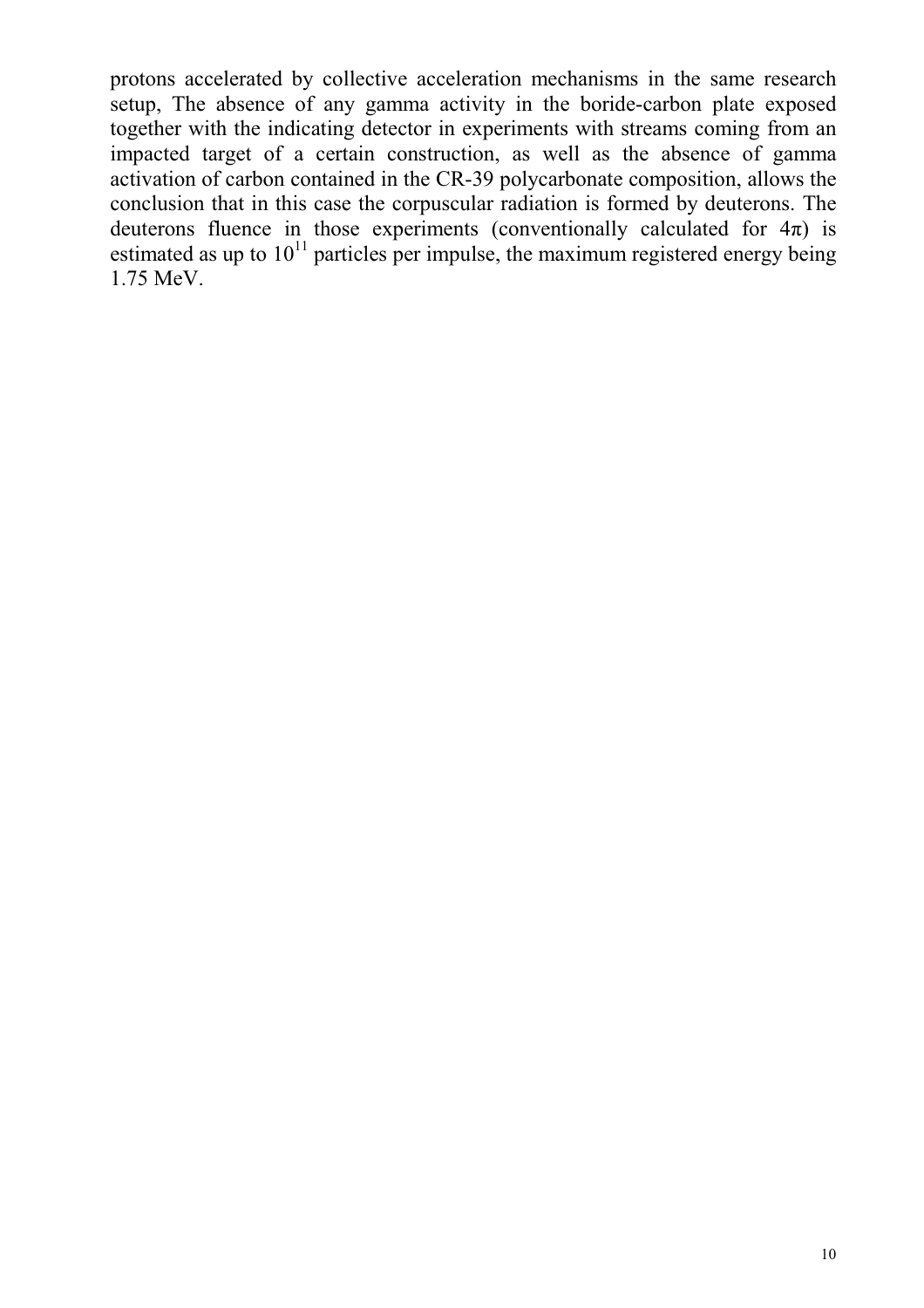protons accelerated by collective acceleration mechanisms in the same research setup, The absence of any gamma activity in the boride-carbon plate exposed together with the indicating detector in experiments with streams coming from an impacted target of a certain construction, as well as the absence of gamma activation of carbon contained in the CR-39 polycarbonate composition, allows the conclusion that in this case the corpuscular radiation is formed by deuterons. The deuterons fluence in those experiments (conventionally calculated for $4\pi$) is estimated as up to $10^{11}$ particles per impulse, the maximum registered energy being 1.75 MeV.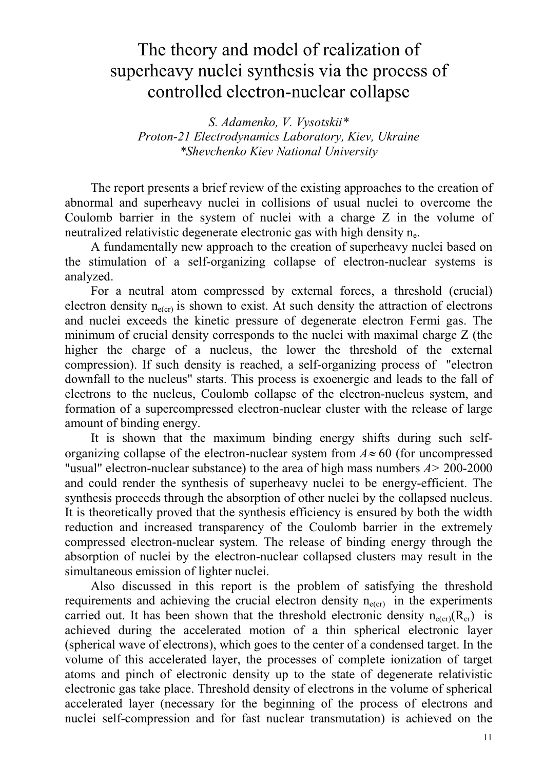# The theory and model of realization of superheavy nuclei synthesis via the process of controlled electron-nuclear collapse

*S. Adamenko, V. Vysotskii\**
*Proton-21 Electrodynamics Laboratory, Kiev, Ukraine*
*\*Shevchenko Kiev National University*

The report presents a brief review of the existing approaches to the creation of abnormal and superheavy nuclei in collisions of usual nuclei to overcome the Coulomb barrier in the system of nuclei with a charge Z in the volume of neutralized relativistic degenerate electronic gas with high density $n_e$.

A fundamentally new approach to the creation of superheavy nuclei based on the stimulation of a self-organizing collapse of electron-nuclear systems is analyzed.

For a neutral atom compressed by external forces, a threshold (crucial) electron density $n_{e(cr)}$ is shown to exist. At such density the attraction of electrons and nuclei exceeds the kinetic pressure of degenerate electron Fermi gas. The minimum of crucial density corresponds to the nuclei with maximal charge Z (the higher the charge of a nucleus, the lower the threshold of the external compression). If such density is reached, a self-organizing process of "electron downfall to the nucleus" starts. This process is exoenergic and leads to the fall of electrons to the nucleus, Coulomb collapse of the electron-nucleus system, and formation of a supercompressed electron-nuclear cluster with the release of large amount of binding energy.

It is shown that the maximum binding energy shifts during such self-organizing collapse of the electron-nuclear system from $A \approx 60$ (for uncompressed "usual" electron-nuclear substance) to the area of high mass numbers $A > 200$-$2000$ and could render the synthesis of superheavy nuclei to be energy-efficient. The synthesis proceeds through the absorption of other nuclei by the collapsed nucleus. It is theoretically proved that the synthesis efficiency is ensured by both the width reduction and increased transparency of the Coulomb barrier in the extremely compressed electron-nuclear system. The release of binding energy through the absorption of nuclei by the electron-nuclear collapsed clusters may result in the simultaneous emission of lighter nuclei.

Also discussed in this report is the problem of satisfying the threshold requirements and achieving the crucial electron density $n_{e(cr)}$ in the experiments carried out. It has been shown that the threshold electronic density $n_{e(cr)}(R_{cr})$ is achieved during the accelerated motion of a thin spherical electronic layer (spherical wave of electrons), which goes to the center of a condensed target. In the volume of this accelerated layer, the processes of complete ionization of target atoms and pinch of electronic density up to the state of degenerate relativistic electronic gas take place. Threshold density of electrons in the volume of spherical accelerated layer (necessary for the beginning of the process of electrons and nuclei self-compression and for fast nuclear transmutation) is achieved on the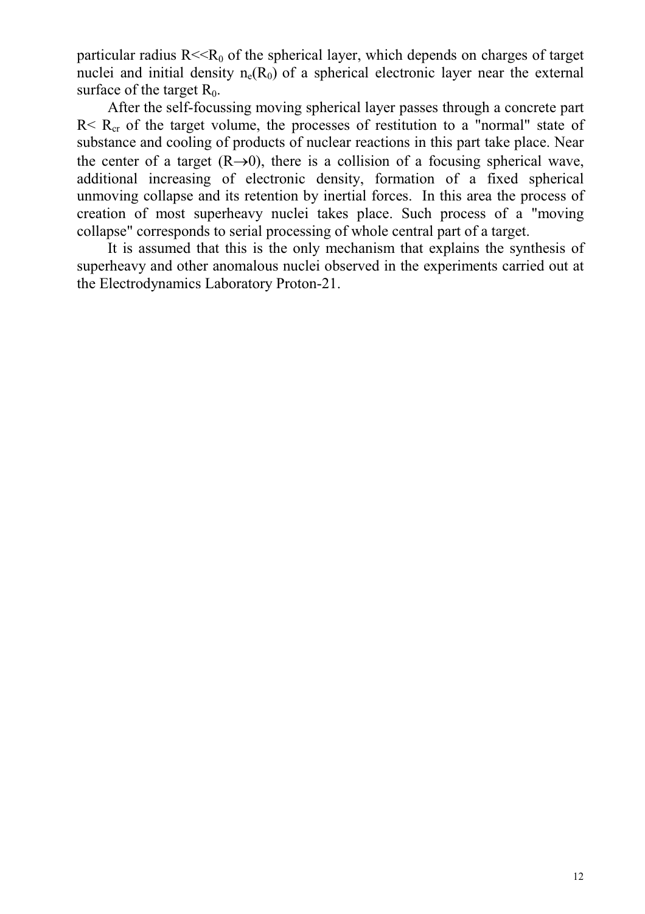particular radius $R \ll R_0$ of the spherical layer, which depends on charges of target nuclei and initial density $n_e(R_0)$ of a spherical electronic layer near the external surface of the target $R_0$.

After the self-focussing moving spherical layer passes through a concrete part $R < R_{cr}$ of the target volume, the processes of restitution to a "normal" state of substance and cooling of products of nuclear reactions in this part take place. Near the center of a target ($R \rightarrow 0$), there is a collision of a focusing spherical wave, additional increasing of electronic density, formation of a fixed spherical unmoving collapse and its retention by inertial forces. In this area the process of creation of most superheavy nuclei takes place. Such process of a "moving collapse" corresponds to serial processing of whole central part of a target.

It is assumed that this is the only mechanism that explains the synthesis of superheavy and other anomalous nuclei observed in the experiments carried out at the Electrodynamics Laboratory Proton-21.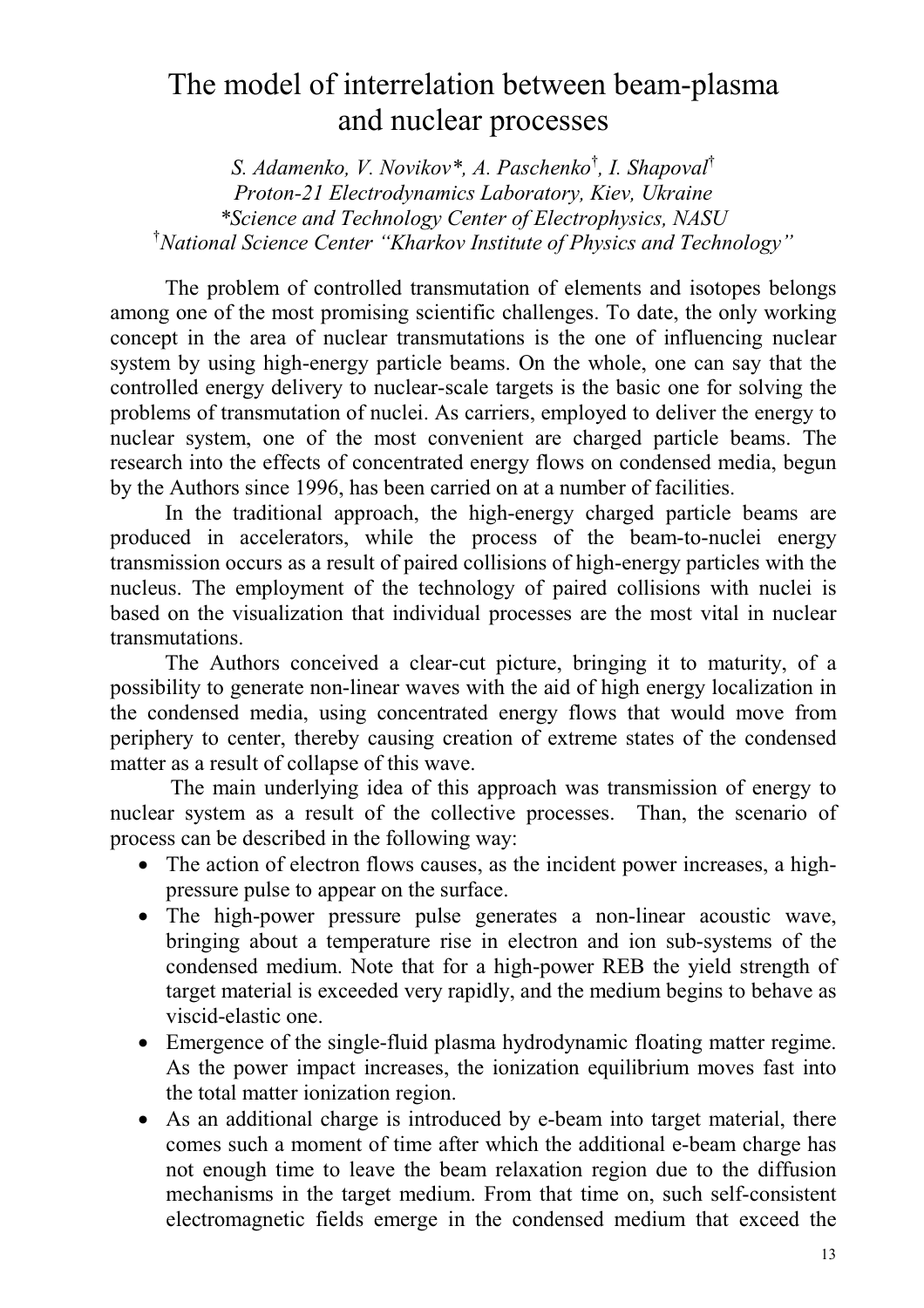# The model of interrelation between beam-plasma and nuclear processes

*S. Adamenko, V. Novikov\*, A. Paschenko[†], I. Shapoval[†]*
*Proton-21 Electrodynamics Laboratory, Kiev, Ukraine*
*\*Science and Technology Center of Electrophysics, NASU*
*[†]National Science Center "Kharkov Institute of Physics and Technology"*

The problem of controlled transmutation of elements and isotopes belongs among one of the most promising scientific challenges. To date, the only working concept in the area of nuclear transmutations is the one of influencing nuclear system by using high-energy particle beams. On the whole, one can say that the controlled energy delivery to nuclear-scale targets is the basic one for solving the problems of transmutation of nuclei. As carriers, employed to deliver the energy to nuclear system, one of the most convenient are charged particle beams. The research into the effects of concentrated energy flows on condensed media, begun by the Authors since 1996, has been carried on at a number of facilities.

In the traditional approach, the high-energy charged particle beams are produced in accelerators, while the process of the beam-to-nuclei energy transmission occurs as a result of paired collisions of high-energy particles with the nucleus. The employment of the technology of paired collisions with nuclei is based on the visualization that individual processes are the most vital in nuclear transmutations.

The Authors conceived a clear-cut picture, bringing it to maturity, of a possibility to generate non-linear waves with the aid of high energy localization in the condensed media, using concentrated energy flows that would move from periphery to center, thereby causing creation of extreme states of the condensed matter as a result of collapse of this wave.

The main underlying idea of this approach was transmission of energy to nuclear system as a result of the collective processes. Than, the scenario of process can be described in the following way:

- The action of electron flows causes, as the incident power increases, a high-pressure pulse to appear on the surface.
- The high-power pressure pulse generates a non-linear acoustic wave, bringing about a temperature rise in electron and ion sub-systems of the condensed medium. Note that for a high-power REB the yield strength of target material is exceeded very rapidly, and the medium begins to behave as viscid-elastic one.
- Emergence of the single-fluid plasma hydrodynamic floating matter regime. As the power impact increases, the ionization equilibrium moves fast into the total matter ionization region.
- As an additional charge is introduced by e-beam into target material, there comes such a moment of time after which the additional e-beam charge has not enough time to leave the beam relaxation region due to the diffusion mechanisms in the target medium. From that time on, such self-consistent electromagnetic fields emerge in the condensed medium that exceed the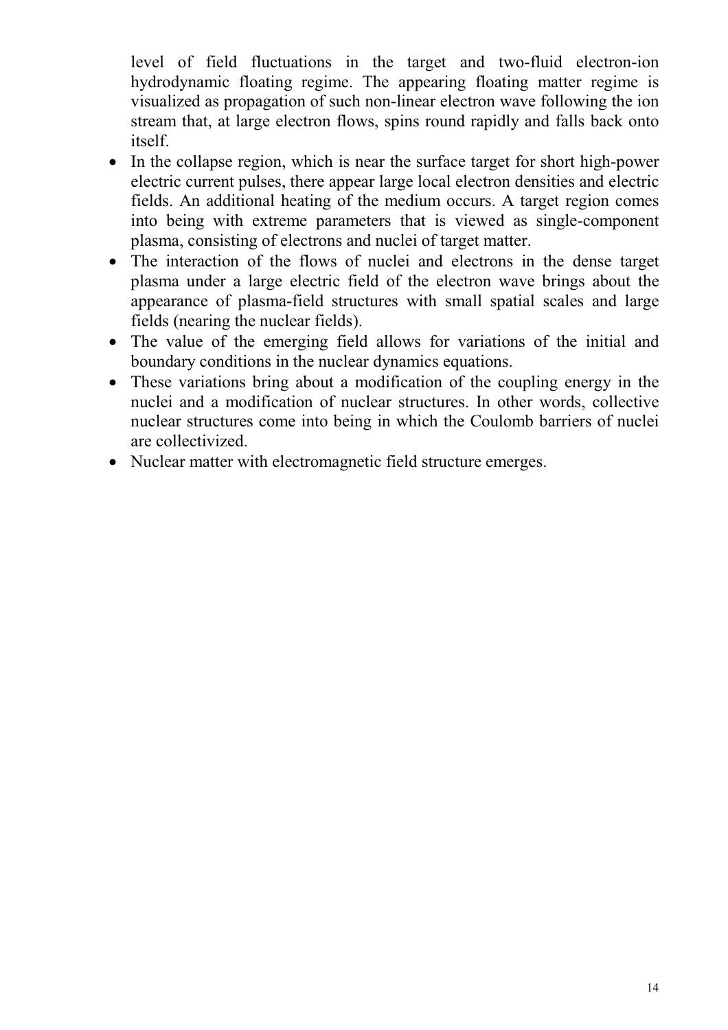level of field fluctuations in the target and two-fluid electron-ion hydrodynamic floating regime. The appearing floating matter regime is visualized as propagation of such non-linear electron wave following the ion stream that, at large electron flows, spins round rapidly and falls back onto itself.

- In the collapse region, which is near the surface target for short high-power electric current pulses, there appear large local electron densities and electric fields. An additional heating of the medium occurs. A target region comes into being with extreme parameters that is viewed as single-component plasma, consisting of electrons and nuclei of target matter.
- The interaction of the flows of nuclei and electrons in the dense target plasma under a large electric field of the electron wave brings about the appearance of plasma-field structures with small spatial scales and large fields (nearing the nuclear fields).
- The value of the emerging field allows for variations of the initial and boundary conditions in the nuclear dynamics equations.
- These variations bring about a modification of the coupling energy in the nuclei and a modification of nuclear structures. In other words, collective nuclear structures come into being in which the Coulomb barriers of nuclei are collectivized.
- Nuclear matter with electromagnetic field structure emerges.